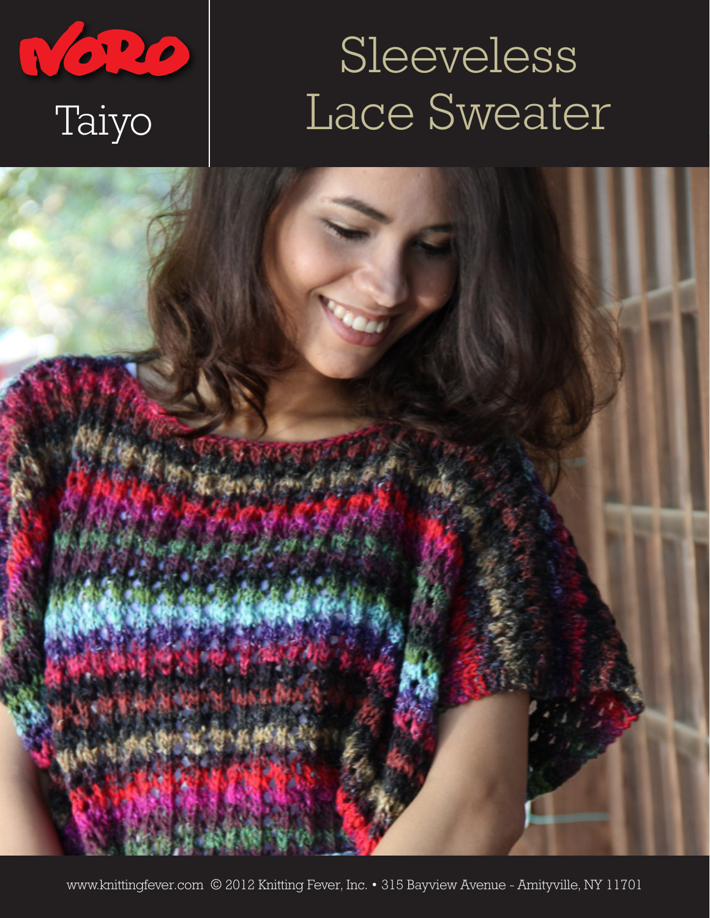NORO

Taiyo

# Sleeveless Lace Sweater

www.knittingfever.com © 2012 Knitting Fever, Inc. • 315 Bayview Avenue - Amityville, NY 11701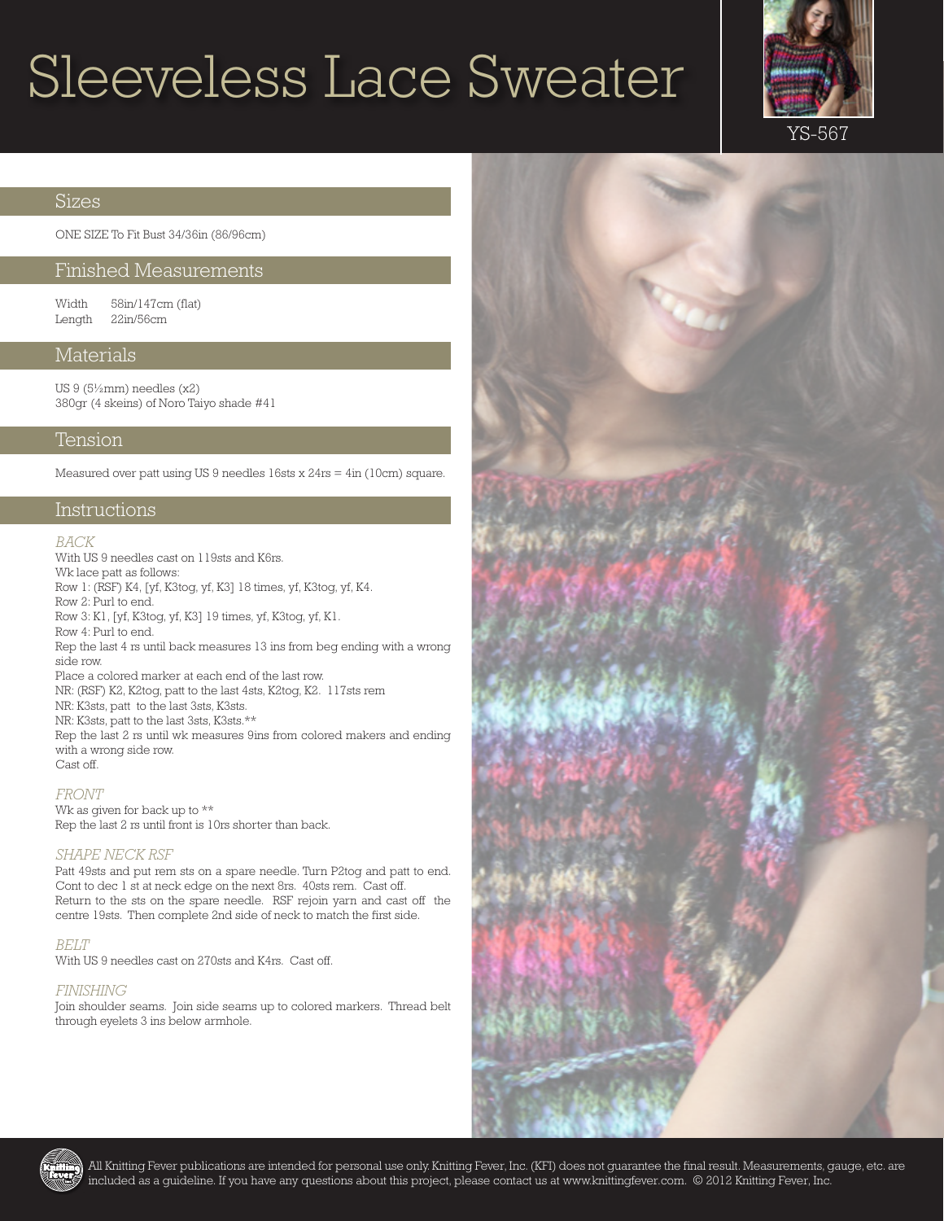# Sleeveless Lace Sweater

YS-567

## Sizes

ONE SIZE To Fit Bust 34/36in (86/96cm)

## Finished Measurements

Width 58in/147cm (flat)
Length 22in/56cm

## Materials

US 9 (5½mm) needles (x2)
380gr (4 skeins) of Noro Taiyo shade #41

## Tension

Measured over patt using US 9 needles 16sts x 24rs = 4in (10cm) square.

## Instructions

### *BACK*

With US 9 needles cast on 119sts and K6rs.
Wk lace patt as follows:
Row 1: (RSF) K4, [yf, K3tog, yf, K3] 18 times, yf, K3tog, yf, K4.
Row 2: Purl to end.
Row 3: K1, [yf, K3tog, yf, K3] 19 times, yf, K3tog, yf, K1.
Row 4: Purl to end.
Rep the last 4 rs until back measures 13 ins from beg ending with a wrong side row.
Place a colored marker at each end of the last row.
NR: (RSF) K2, K2tog, patt to the last 4sts, K2tog, K2. 117sts rem
NR: K3sts, patt to the last 3sts, K3sts.
NR: K3sts, patt to the last 3sts, K3sts.**
Rep the last 2 rs until wk measures 9ins from colored makers and ending with a wrong side row.
Cast off.

### *FRONT*

Wk as given for back up to **
Rep the last 2 rs until front is 10rs shorter than back.

### *SHAPE NECK RSF*

Patt 49sts and put rem sts on a spare needle. Turn P2tog and patt to end.
Cont to dec 1 st at neck edge on the next 8rs. 40sts rem. Cast off.
Return to the sts on the spare needle. RSF rejoin yarn and cast off the centre 19sts. Then complete 2nd side of neck to match the first side.

### *BELT*

With US 9 needles cast on 270sts and K4rs. Cast off.

### *FINISHING*

Join shoulder seams. Join side seams up to colored markers. Thread belt through eyelets 3 ins below armhole.

All Knitting Fever publications are intended for personal use only. Knitting Fever, Inc. (KFI) does not guarantee the final result. Measurements, gauge, etc. are included as a guideline. If you have any questions about this project, please contact us at www.knittingfever.com. © 2012 Knitting Fever, Inc.